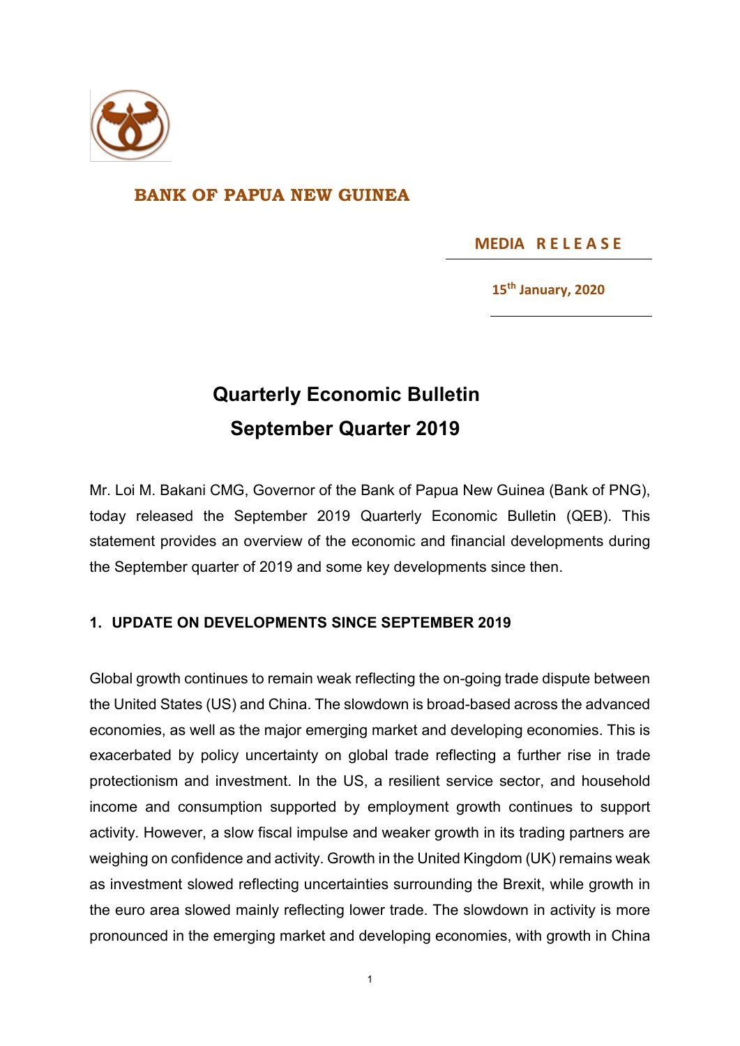**BANK OF PAPUA NEW GUINEA**

**MEDIA RELEASE**

**15th January, 2020**

# Quarterly Economic Bulletin
# September Quarter 2019

Mr. Loi M. Bakani CMG, Governor of the Bank of Papua New Guinea (Bank of PNG), today released the September 2019 Quarterly Economic Bulletin (QEB). This statement provides an overview of the economic and financial developments during the September quarter of 2019 and some key developments since then.

## 1. UPDATE ON DEVELOPMENTS SINCE SEPTEMBER 2019

Global growth continues to remain weak reflecting the on-going trade dispute between the United States (US) and China. The slowdown is broad-based across the advanced economies, as well as the major emerging market and developing economies. This is exacerbated by policy uncertainty on global trade reflecting a further rise in trade protectionism and investment. In the US, a resilient service sector, and household income and consumption supported by employment growth continues to support activity. However, a slow fiscal impulse and weaker growth in its trading partners are weighing on confidence and activity. Growth in the United Kingdom (UK) remains weak as investment slowed reflecting uncertainties surrounding the Brexit, while growth in the euro area slowed mainly reflecting lower trade. The slowdown in activity is more pronounced in the emerging market and developing economies, with growth in China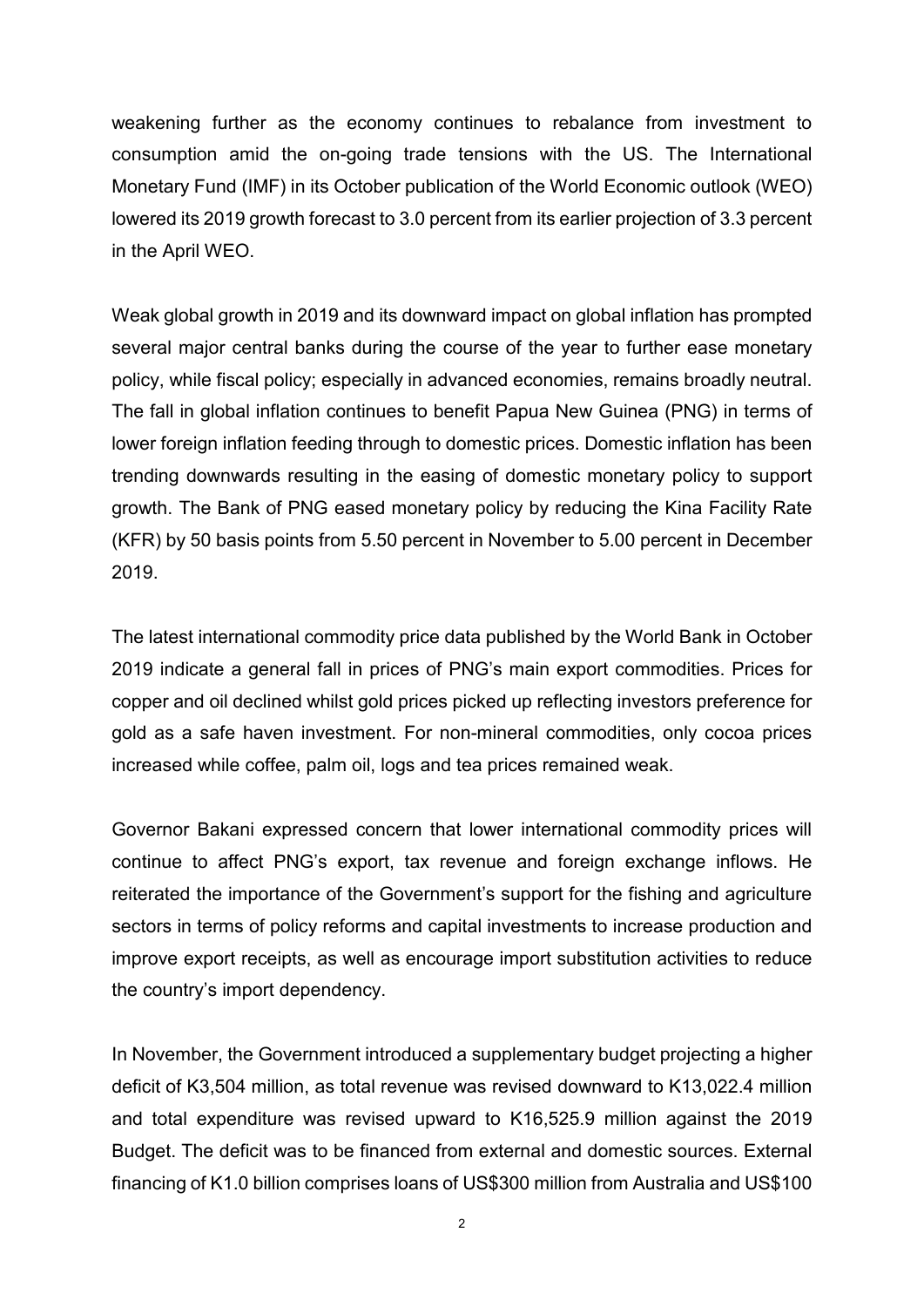weakening further as the economy continues to rebalance from investment to consumption amid the on-going trade tensions with the US. The International Monetary Fund (IMF) in its October publication of the World Economic outlook (WEO) lowered its 2019 growth forecast to 3.0 percent from its earlier projection of 3.3 percent in the April WEO.

Weak global growth in 2019 and its downward impact on global inflation has prompted several major central banks during the course of the year to further ease monetary policy, while fiscal policy; especially in advanced economies, remains broadly neutral. The fall in global inflation continues to benefit Papua New Guinea (PNG) in terms of lower foreign inflation feeding through to domestic prices. Domestic inflation has been trending downwards resulting in the easing of domestic monetary policy to support growth. The Bank of PNG eased monetary policy by reducing the Kina Facility Rate (KFR) by 50 basis points from 5.50 percent in November to 5.00 percent in December 2019.

The latest international commodity price data published by the World Bank in October 2019 indicate a general fall in prices of PNG's main export commodities. Prices for copper and oil declined whilst gold prices picked up reflecting investors preference for gold as a safe haven investment. For non-mineral commodities, only cocoa prices increased while coffee, palm oil, logs and tea prices remained weak.

Governor Bakani expressed concern that lower international commodity prices will continue to affect PNG's export, tax revenue and foreign exchange inflows. He reiterated the importance of the Government's support for the fishing and agriculture sectors in terms of policy reforms and capital investments to increase production and improve export receipts, as well as encourage import substitution activities to reduce the country's import dependency.

In November, the Government introduced a supplementary budget projecting a higher deficit of K3,504 million, as total revenue was revised downward to K13,022.4 million and total expenditure was revised upward to K16,525.9 million against the 2019 Budget. The deficit was to be financed from external and domestic sources. External financing of K1.0 billion comprises loans of US$300 million from Australia and US$100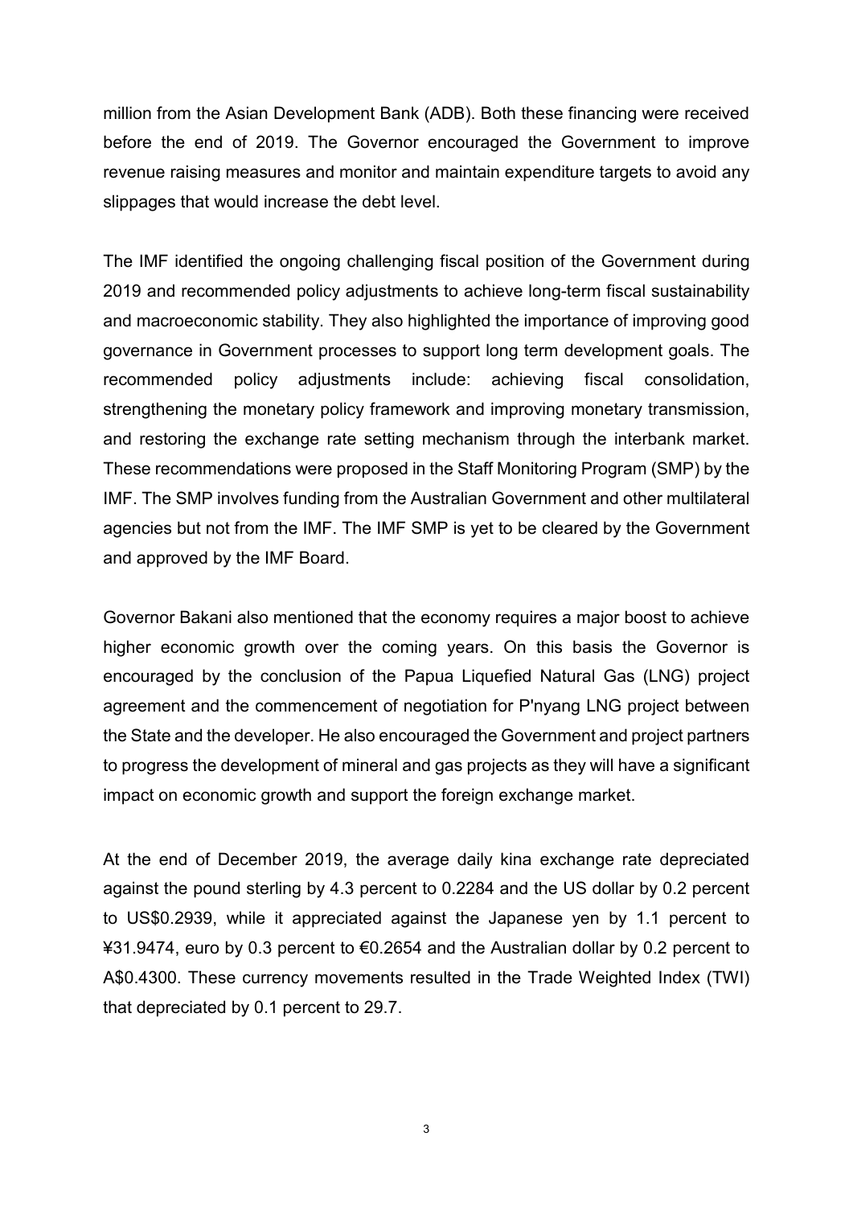million from the Asian Development Bank (ADB). Both these financing were received before the end of 2019. The Governor encouraged the Government to improve revenue raising measures and monitor and maintain expenditure targets to avoid any slippages that would increase the debt level.

The IMF identified the ongoing challenging fiscal position of the Government during 2019 and recommended policy adjustments to achieve long-term fiscal sustainability and macroeconomic stability. They also highlighted the importance of improving good governance in Government processes to support long term development goals. The recommended policy adjustments include: achieving fiscal consolidation, strengthening the monetary policy framework and improving monetary transmission, and restoring the exchange rate setting mechanism through the interbank market. These recommendations were proposed in the Staff Monitoring Program (SMP) by the IMF. The SMP involves funding from the Australian Government and other multilateral agencies but not from the IMF. The IMF SMP is yet to be cleared by the Government and approved by the IMF Board.

Governor Bakani also mentioned that the economy requires a major boost to achieve higher economic growth over the coming years. On this basis the Governor is encouraged by the conclusion of the Papua Liquefied Natural Gas (LNG) project agreement and the commencement of negotiation for P'nyang LNG project between the State and the developer. He also encouraged the Government and project partners to progress the development of mineral and gas projects as they will have a significant impact on economic growth and support the foreign exchange market.

At the end of December 2019, the average daily kina exchange rate depreciated against the pound sterling by 4.3 percent to 0.2284 and the US dollar by 0.2 percent to US$0.2939, while it appreciated against the Japanese yen by 1.1 percent to ¥31.9474, euro by 0.3 percent to €0.2654 and the Australian dollar by 0.2 percent to A$0.4300. These currency movements resulted in the Trade Weighted Index (TWI) that depreciated by 0.1 percent to 29.7.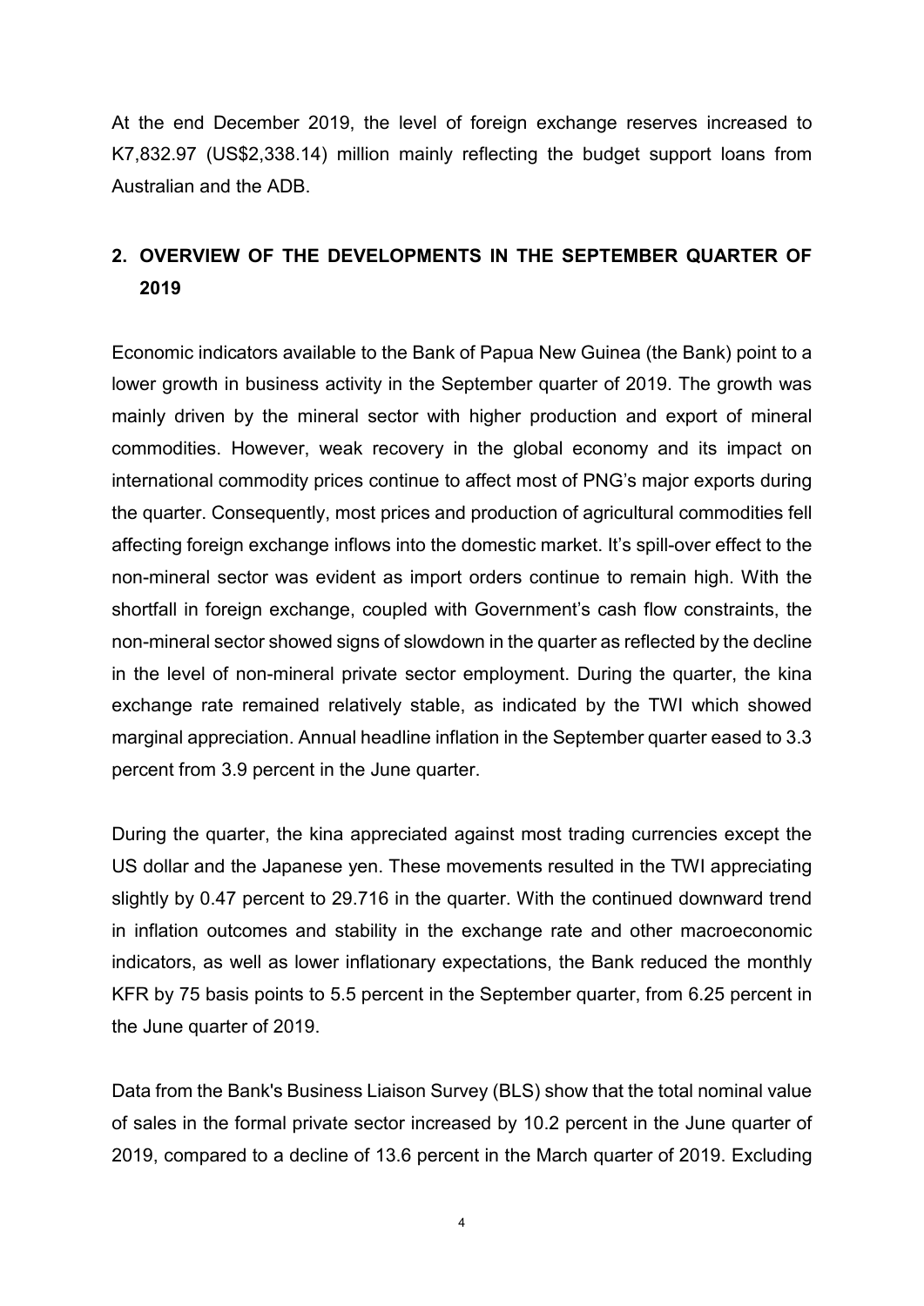At the end December 2019, the level of foreign exchange reserves increased to K7,832.97 (US$2,338.14) million mainly reflecting the budget support loans from Australian and the ADB.

## 2. OVERVIEW OF THE DEVELOPMENTS IN THE SEPTEMBER QUARTER OF 2019

Economic indicators available to the Bank of Papua New Guinea (the Bank) point to a lower growth in business activity in the September quarter of 2019. The growth was mainly driven by the mineral sector with higher production and export of mineral commodities. However, weak recovery in the global economy and its impact on international commodity prices continue to affect most of PNG's major exports during the quarter. Consequently, most prices and production of agricultural commodities fell affecting foreign exchange inflows into the domestic market. It's spill-over effect to the non-mineral sector was evident as import orders continue to remain high. With the shortfall in foreign exchange, coupled with Government's cash flow constraints, the non-mineral sector showed signs of slowdown in the quarter as reflected by the decline in the level of non-mineral private sector employment. During the quarter, the kina exchange rate remained relatively stable, as indicated by the TWI which showed marginal appreciation. Annual headline inflation in the September quarter eased to 3.3 percent from 3.9 percent in the June quarter.

During the quarter, the kina appreciated against most trading currencies except the US dollar and the Japanese yen. These movements resulted in the TWI appreciating slightly by 0.47 percent to 29.716 in the quarter. With the continued downward trend in inflation outcomes and stability in the exchange rate and other macroeconomic indicators, as well as lower inflationary expectations, the Bank reduced the monthly KFR by 75 basis points to 5.5 percent in the September quarter, from 6.25 percent in the June quarter of 2019.

Data from the Bank's Business Liaison Survey (BLS) show that the total nominal value of sales in the formal private sector increased by 10.2 percent in the June quarter of 2019, compared to a decline of 13.6 percent in the March quarter of 2019. Excluding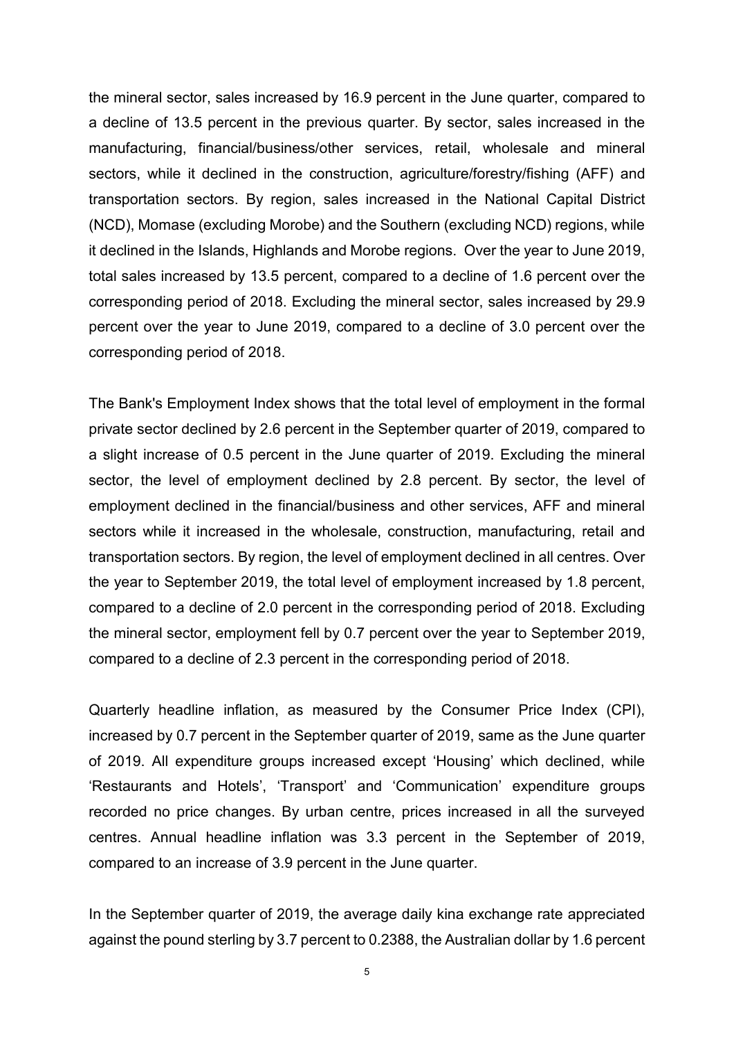the mineral sector, sales increased by 16.9 percent in the June quarter, compared to a decline of 13.5 percent in the previous quarter. By sector, sales increased in the manufacturing, financial/business/other services, retail, wholesale and mineral sectors, while it declined in the construction, agriculture/forestry/fishing (AFF) and transportation sectors. By region, sales increased in the National Capital District (NCD), Momase (excluding Morobe) and the Southern (excluding NCD) regions, while it declined in the Islands, Highlands and Morobe regions. Over the year to June 2019, total sales increased by 13.5 percent, compared to a decline of 1.6 percent over the corresponding period of 2018. Excluding the mineral sector, sales increased by 29.9 percent over the year to June 2019, compared to a decline of 3.0 percent over the corresponding period of 2018.

The Bank's Employment Index shows that the total level of employment in the formal private sector declined by 2.6 percent in the September quarter of 2019, compared to a slight increase of 0.5 percent in the June quarter of 2019. Excluding the mineral sector, the level of employment declined by 2.8 percent. By sector, the level of employment declined in the financial/business and other services, AFF and mineral sectors while it increased in the wholesale, construction, manufacturing, retail and transportation sectors. By region, the level of employment declined in all centres. Over the year to September 2019, the total level of employment increased by 1.8 percent, compared to a decline of 2.0 percent in the corresponding period of 2018. Excluding the mineral sector, employment fell by 0.7 percent over the year to September 2019, compared to a decline of 2.3 percent in the corresponding period of 2018.

Quarterly headline inflation, as measured by the Consumer Price Index (CPI), increased by 0.7 percent in the September quarter of 2019, same as the June quarter of 2019. All expenditure groups increased except 'Housing' which declined, while 'Restaurants and Hotels', 'Transport' and 'Communication' expenditure groups recorded no price changes. By urban centre, prices increased in all the surveyed centres. Annual headline inflation was 3.3 percent in the September of 2019, compared to an increase of 3.9 percent in the June quarter.

In the September quarter of 2019, the average daily kina exchange rate appreciated against the pound sterling by 3.7 percent to 0.2388, the Australian dollar by 1.6 percent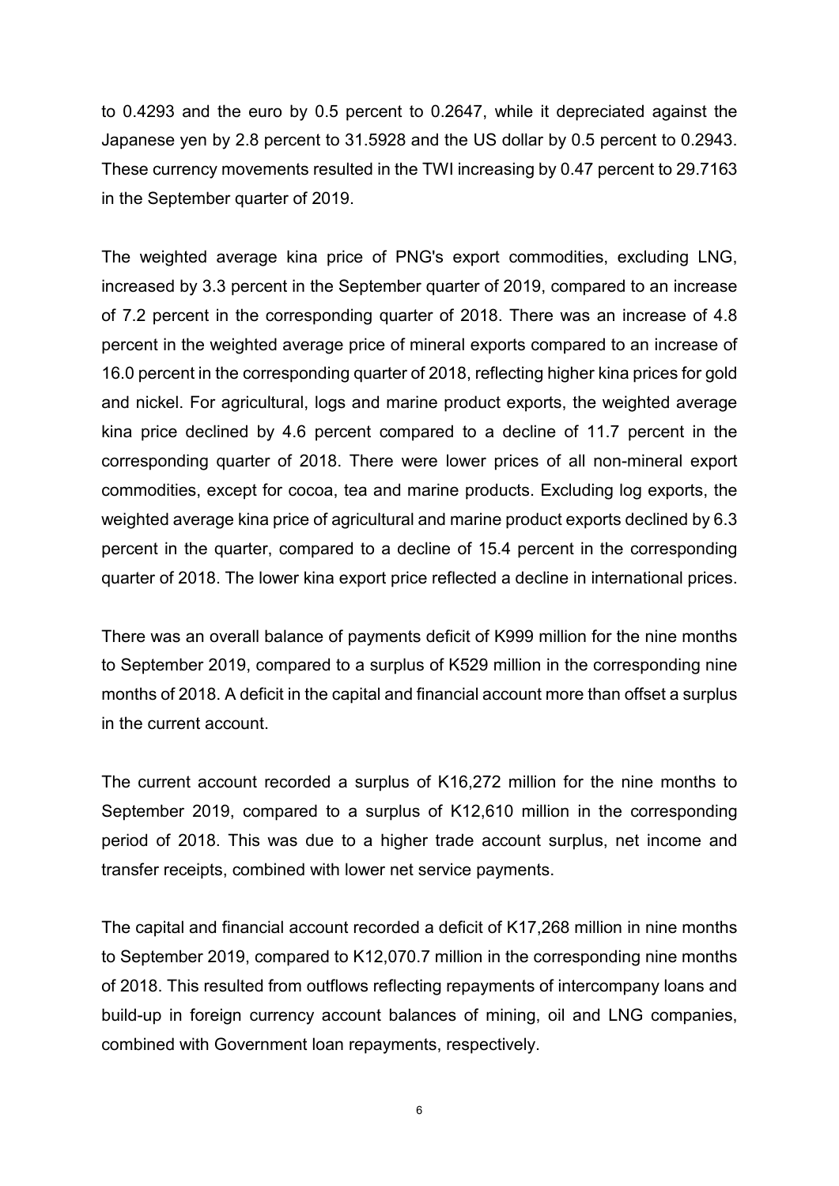to 0.4293 and the euro by 0.5 percent to 0.2647, while it depreciated against the Japanese yen by 2.8 percent to 31.5928 and the US dollar by 0.5 percent to 0.2943. These currency movements resulted in the TWI increasing by 0.47 percent to 29.7163 in the September quarter of 2019.

The weighted average kina price of PNG's export commodities, excluding LNG, increased by 3.3 percent in the September quarter of 2019, compared to an increase of 7.2 percent in the corresponding quarter of 2018. There was an increase of 4.8 percent in the weighted average price of mineral exports compared to an increase of 16.0 percent in the corresponding quarter of 2018, reflecting higher kina prices for gold and nickel. For agricultural, logs and marine product exports, the weighted average kina price declined by 4.6 percent compared to a decline of 11.7 percent in the corresponding quarter of 2018. There were lower prices of all non-mineral export commodities, except for cocoa, tea and marine products. Excluding log exports, the weighted average kina price of agricultural and marine product exports declined by 6.3 percent in the quarter, compared to a decline of 15.4 percent in the corresponding quarter of 2018. The lower kina export price reflected a decline in international prices.

There was an overall balance of payments deficit of K999 million for the nine months to September 2019, compared to a surplus of K529 million in the corresponding nine months of 2018. A deficit in the capital and financial account more than offset a surplus in the current account.

The current account recorded a surplus of K16,272 million for the nine months to September 2019, compared to a surplus of K12,610 million in the corresponding period of 2018. This was due to a higher trade account surplus, net income and transfer receipts, combined with lower net service payments.

The capital and financial account recorded a deficit of K17,268 million in nine months to September 2019, compared to K12,070.7 million in the corresponding nine months of 2018. This resulted from outflows reflecting repayments of intercompany loans and build-up in foreign currency account balances of mining, oil and LNG companies, combined with Government loan repayments, respectively.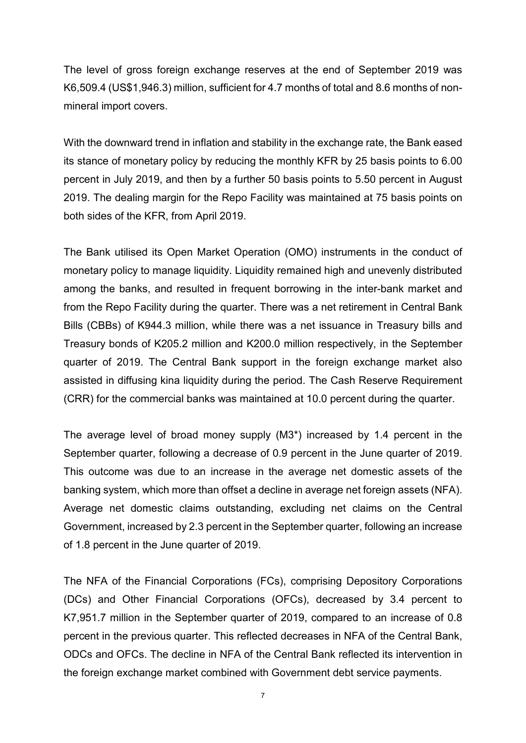The level of gross foreign exchange reserves at the end of September 2019 was K6,509.4 (US$1,946.3) million, sufficient for 4.7 months of total and 8.6 months of non-mineral import covers.

With the downward trend in inflation and stability in the exchange rate, the Bank eased its stance of monetary policy by reducing the monthly KFR by 25 basis points to 6.00 percent in July 2019, and then by a further 50 basis points to 5.50 percent in August 2019. The dealing margin for the Repo Facility was maintained at 75 basis points on both sides of the KFR, from April 2019.

The Bank utilised its Open Market Operation (OMO) instruments in the conduct of monetary policy to manage liquidity. Liquidity remained high and unevenly distributed among the banks, and resulted in frequent borrowing in the inter-bank market and from the Repo Facility during the quarter. There was a net retirement in Central Bank Bills (CBBs) of K944.3 million, while there was a net issuance in Treasury bills and Treasury bonds of K205.2 million and K200.0 million respectively, in the September quarter of 2019. The Central Bank support in the foreign exchange market also assisted in diffusing kina liquidity during the period. The Cash Reserve Requirement (CRR) for the commercial banks was maintained at 10.0 percent during the quarter.

The average level of broad money supply (M3*) increased by 1.4 percent in the September quarter, following a decrease of 0.9 percent in the June quarter of 2019. This outcome was due to an increase in the average net domestic assets of the banking system, which more than offset a decline in average net foreign assets (NFA). Average net domestic claims outstanding, excluding net claims on the Central Government, increased by 2.3 percent in the September quarter, following an increase of 1.8 percent in the June quarter of 2019.

The NFA of the Financial Corporations (FCs), comprising Depository Corporations (DCs) and Other Financial Corporations (OFCs), decreased by 3.4 percent to K7,951.7 million in the September quarter of 2019, compared to an increase of 0.8 percent in the previous quarter. This reflected decreases in NFA of the Central Bank, ODCs and OFCs. The decline in NFA of the Central Bank reflected its intervention in the foreign exchange market combined with Government debt service payments.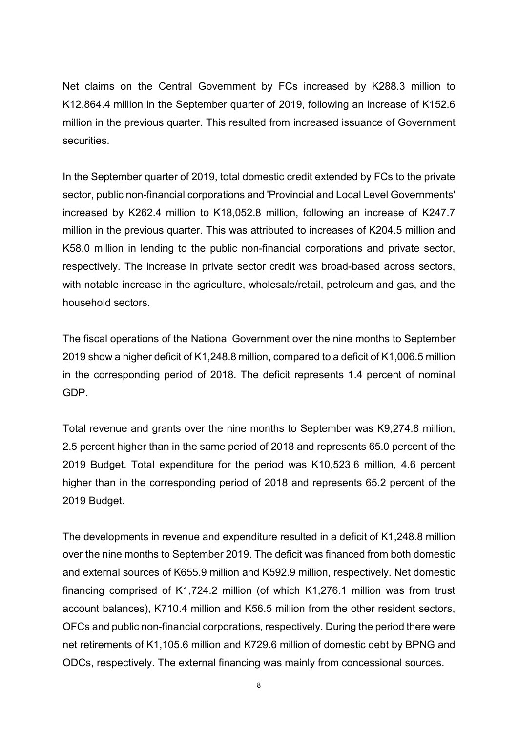Net claims on the Central Government by FCs increased by K288.3 million to K12,864.4 million in the September quarter of 2019, following an increase of K152.6 million in the previous quarter. This resulted from increased issuance of Government securities.

In the September quarter of 2019, total domestic credit extended by FCs to the private sector, public non-financial corporations and 'Provincial and Local Level Governments' increased by K262.4 million to K18,052.8 million, following an increase of K247.7 million in the previous quarter. This was attributed to increases of K204.5 million and K58.0 million in lending to the public non-financial corporations and private sector, respectively. The increase in private sector credit was broad-based across sectors, with notable increase in the agriculture, wholesale/retail, petroleum and gas, and the household sectors.

The fiscal operations of the National Government over the nine months to September 2019 show a higher deficit of K1,248.8 million, compared to a deficit of K1,006.5 million in the corresponding period of 2018. The deficit represents 1.4 percent of nominal GDP.

Total revenue and grants over the nine months to September was K9,274.8 million, 2.5 percent higher than in the same period of 2018 and represents 65.0 percent of the 2019 Budget. Total expenditure for the period was K10,523.6 million, 4.6 percent higher than in the corresponding period of 2018 and represents 65.2 percent of the 2019 Budget.

The developments in revenue and expenditure resulted in a deficit of K1,248.8 million over the nine months to September 2019. The deficit was financed from both domestic and external sources of K655.9 million and K592.9 million, respectively. Net domestic financing comprised of K1,724.2 million (of which K1,276.1 million was from trust account balances), K710.4 million and K56.5 million from the other resident sectors, OFCs and public non-financial corporations, respectively. During the period there were net retirements of K1,105.6 million and K729.6 million of domestic debt by BPNG and ODCs, respectively. The external financing was mainly from concessional sources.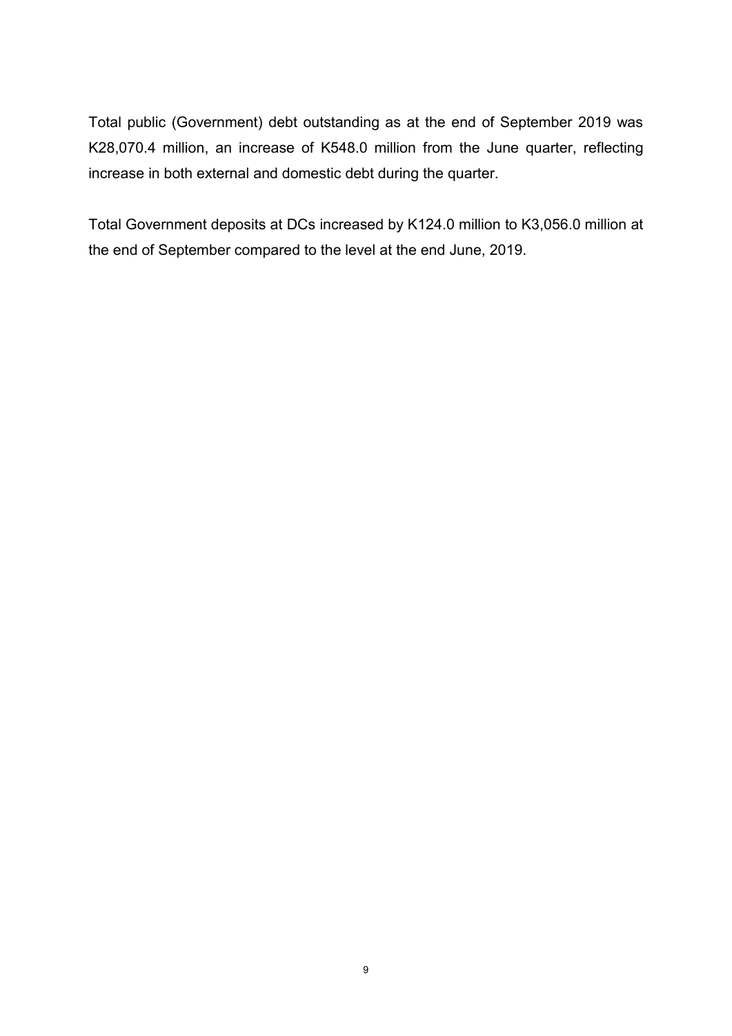Total public (Government) debt outstanding as at the end of September 2019 was K28,070.4 million, an increase of K548.0 million from the June quarter, reflecting increase in both external and domestic debt during the quarter.

Total Government deposits at DCs increased by K124.0 million to K3,056.0 million at the end of September compared to the level at the end June, 2019.